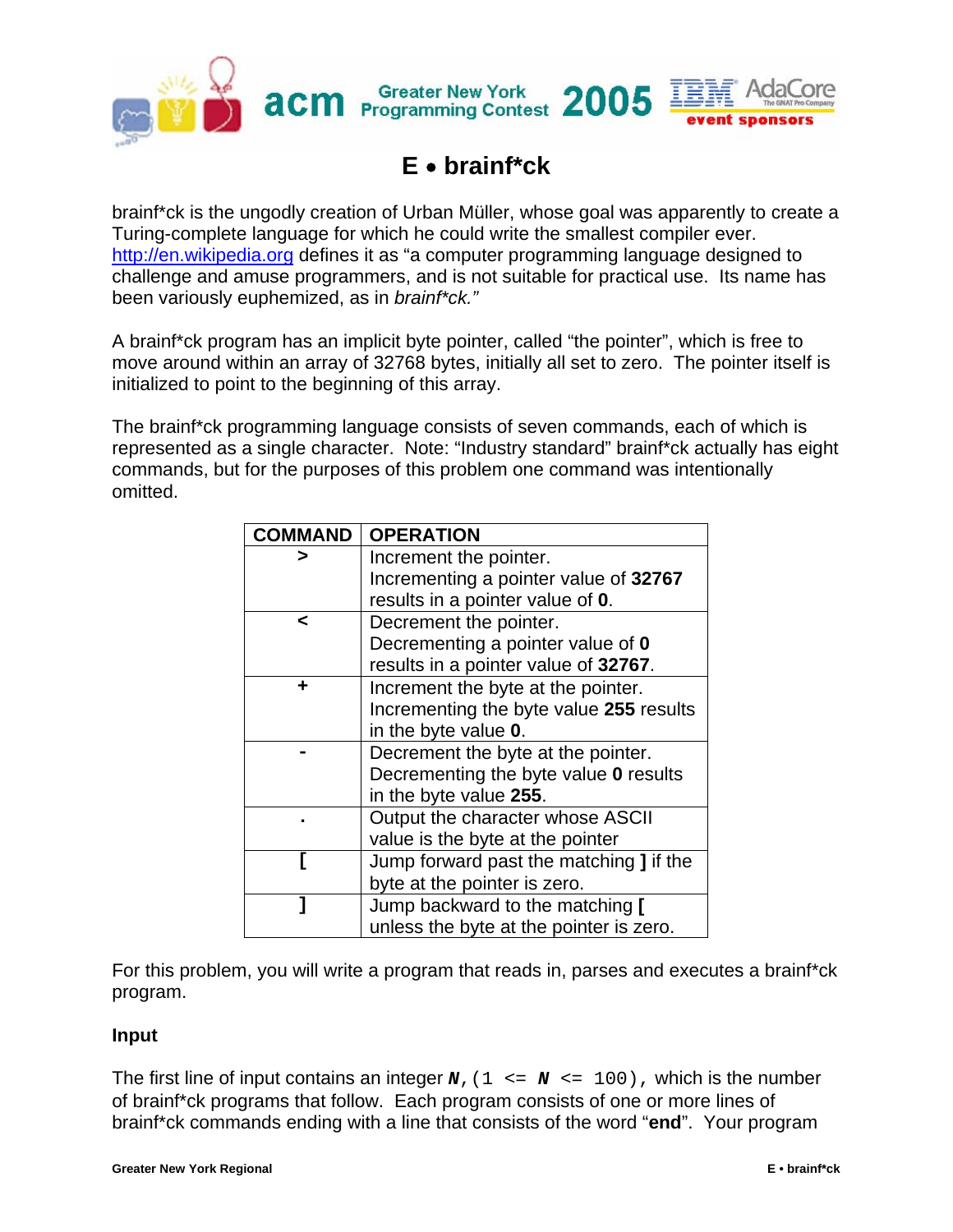# E • brainf*ck

brainf*ck is the ungodly creation of Urban Müller, whose goal was apparently to create a Turing-complete language for which he could write the smallest compiler ever. [http://en.wikipedia.org](http://en.wikipedia.org) defines it as "a computer programming language designed to challenge and amuse programmers, and is not suitable for practical use. Its name has been variously euphemized, as in *brainf*ck.*"

A brainf*ck program has an implicit byte pointer, called "the pointer", which is free to move around within an array of 32768 bytes, initially all set to zero. The pointer itself is initialized to point to the beginning of this array.

The brainf*ck programming language consists of seven commands, each of which is represented as a single character. Note: "Industry standard" brainf*ck actually has eight commands, but for the purposes of this problem one command was intentionally omitted.

| COMMAND | OPERATION |
|---|---|
| **>** | Increment the pointer. Incrementing a pointer value of **32767** results in a pointer value of **0**. |
| **<** | Decrement the pointer. Decrementing a pointer value of **0** results in a pointer value of **32767**. |
| **+** | Increment the byte at the pointer. Incrementing the byte value **255** results in the byte value **0**. |
| **-** | Decrement the byte at the pointer. Decrementing the byte value **0** results in the byte value **255**. |
| **.** | Output the character whose ASCII value is the byte at the pointer |
| **[** | Jump forward past the matching **]** if the byte at the pointer is zero. |
| **]** | Jump backward to the matching **[** unless the byte at the pointer is zero. |

For this problem, you will write a program that reads in, parses and executes a brainf*ck program.

**Input**

The first line of input contains an integer ***N***`, (1 <= `***N***` <= 100)`, which is the number of brainf*ck programs that follow. Each program consists of one or more lines of brainf*ck commands ending with a line that consists of the word "**end**". Your program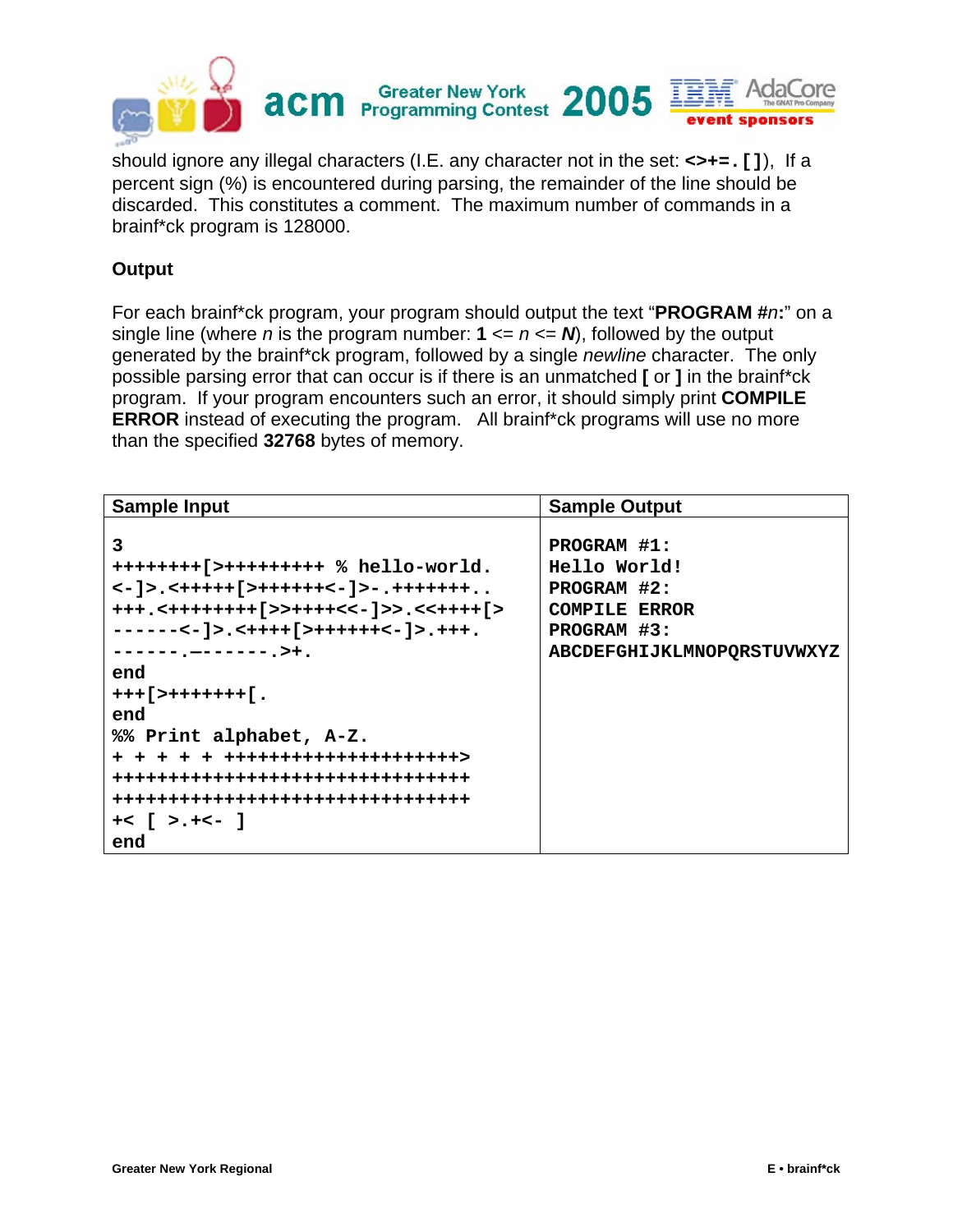should ignore any illegal characters (I.E. any character not in the set: **<>+=.[]**), If a percent sign (%) is encountered during parsing, the remainder of the line should be discarded. This constitutes a comment. The maximum number of commands in a brainf*ck program is 128000.

**Output**

For each brainf*ck program, your program should output the text "**PROGRAM #*n*:**" on a single line (where *n* is the program number: **1** <= *n* <= ***N***), followed by the output generated by the brainf*ck program, followed by a single *newline* character. The only possible parsing error that can occur is if there is an unmatched **[** or **]** in the brainf*ck program. If your program encounters such an error, it should simply print **COMPILE ERROR** instead of executing the program. All brainf*ck programs will use no more than the specified **32768** bytes of memory.

| Sample Input | Sample Output |
| --- | --- |
| 3<br>++++++++[>+++++++++ % hello-world.<br><-]>.<+++++[>++++++<-]>-.+++++++..<br>+++.<+++++++++[>>++++<<-]>>.<<++++[><br>------<-]>.<++++[>++++++<-]>.+++.<br>------.--------.>+.<br>end<br>+++[>+++++++[.<br>end<br>%% Print alphabet, A-Z.<br>+ + + + + +++++++++++++++++++++><br>++++++++++++++++++++++++++++++++<br>++++++++++++++++++++++++++++++++<br>+< [ >.+<- ]<br>end | PROGRAM #1:<br>Hello World!<br>PROGRAM #2:<br>COMPILE ERROR<br>PROGRAM #3:<br>ABCDEFGHIJKLMNOPQRSTUVWXYZ |